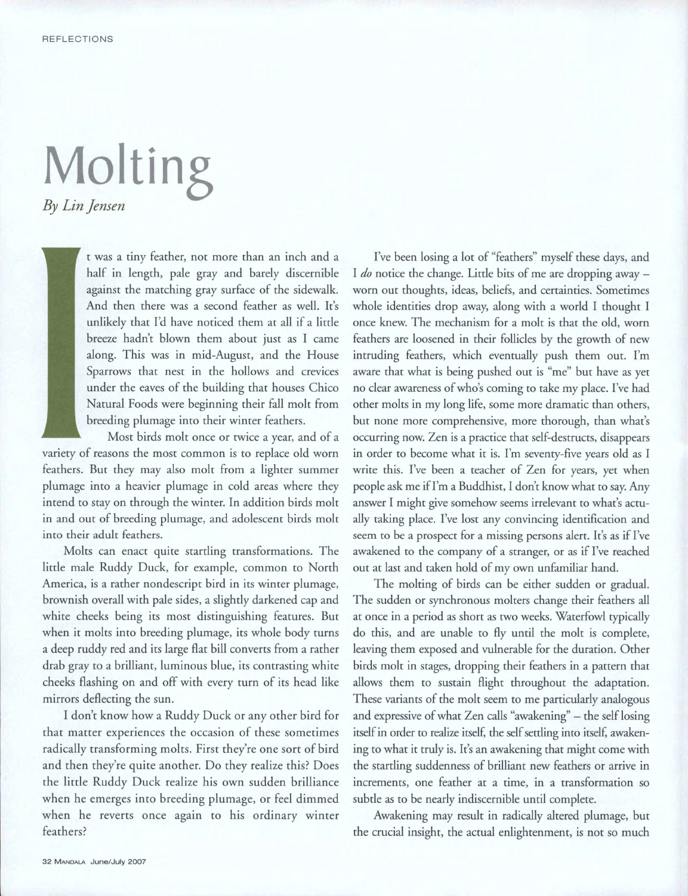# Molting

*By Lin Jensen*

It was a tiny feather, not more than an inch and a half in length, pale gray and barely discernible against the matching gray surface of the sidewalk. And then there was a second feather as well. It's unlikely that I'd have noticed them at all if a little breeze hadn't blown them about just as I came along. This was in mid-August, and the House Sparrows that nest in the hollows and crevices under the eaves of the building that houses Chico Natural Foods were beginning their fall molt from breeding plumage into their winter feathers.

Most birds molt once or twice a year, and of a variety of reasons the most common is to replace old worn feathers. But they may also molt from a lighter summer plumage into a heavier plumage in cold areas where they intend to stay on through the winter. In addition birds molt in and out of breeding plumage, and adolescent birds molt into their adult feathers.

Molts can enact quite startling transformations. The little male Ruddy Duck, for example, common to North America, is a rather nondescript bird in its winter plumage, brownish overall with pale sides, a slightly darkened cap and white cheeks being its most distinguishing features. But when it molts into breeding plumage, its whole body turns a deep ruddy red and its large flat bill converts from a rather drab gray to a brilliant, luminous blue, its contrasting white cheeks flashing on and off with every turn of its head like mirrors deflecting the sun.

I don't know how a Ruddy Duck or any other bird for that matter experiences the occasion of these sometimes radically transforming molts. First they're one sort of bird and then they're quite another. Do they realize this? Does the little Ruddy Duck realize his own sudden brilliance when he emerges into breeding plumage, or feel dimmed when he reverts once again to his ordinary winter feathers?

I've been losing a lot of "feathers" myself these days, and I *do* notice the change. Little bits of me are dropping away – worn out thoughts, ideas, beliefs, and certainties. Sometimes whole identities drop away, along with a world I thought I once knew. The mechanism for a molt is that the old, worn feathers are loosened in their follicles by the growth of new intruding feathers, which eventually push them out. I'm aware that what is being pushed out is "me" but have as yet no clear awareness of who's coming to take my place. I've had other molts in my long life, some more dramatic than others, but none more comprehensive, more thorough, than what's occurring now. Zen is a practice that self-destructs, disappears in order to become what it is. I'm seventy-five years old as I write this. I've been a teacher of Zen for years, yet when people ask me if I'm a Buddhist, I don't know what to say. Any answer I might give somehow seems irrelevant to what's actually taking place. I've lost any convincing identification and seem to be a prospect for a missing persons alert. It's as if I've awakened to the company of a stranger, or as if I've reached out at last and taken hold of my own unfamiliar hand.

The molting of birds can be either sudden or gradual. The sudden or synchronous molters change their feathers all at once in a period as short as two weeks. Waterfowl typically do this, and are unable to fly until the molt is complete, leaving them exposed and vulnerable for the duration. Other birds molt in stages, dropping their feathers in a pattern that allows them to sustain flight throughout the adaptation. These variants of the molt seem to me particularly analogous and expressive of what Zen calls "awakening" – the self losing itself in order to realize itself, the self settling into itself, awakening to what it truly is. It's an awakening that might come with the startling suddenness of brilliant new feathers or arrive in increments, one feather at a time, in a transformation so subtle as to be nearly indiscernible until complete.

Awakening may result in radically altered plumage, but the crucial insight, the actual enlightenment, is not so much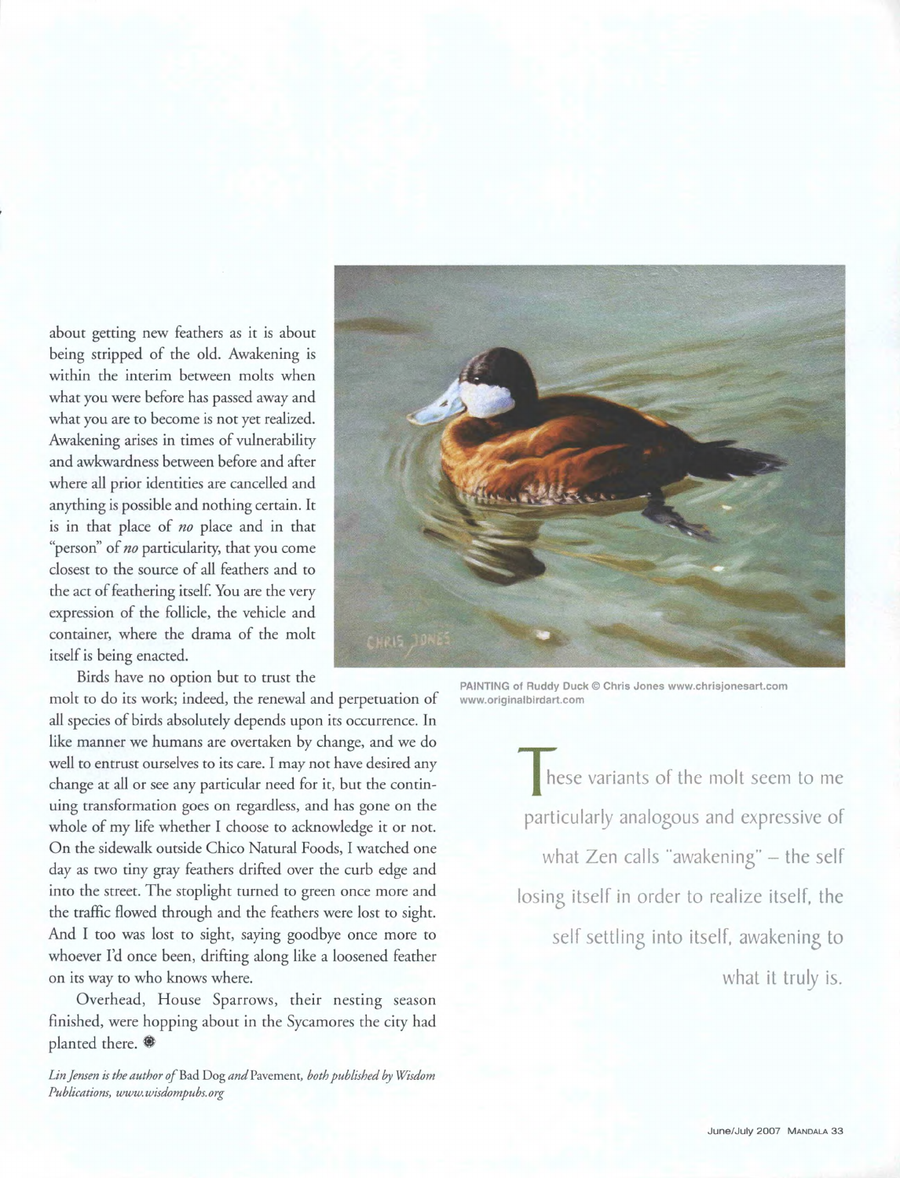about getting new feathers as it is about being stripped of the old. Awakening is within the interim between molts when what you were before has passed away and what you are to become is not yet realized. Awakening arises in times of vulnerability and awkwardness between before and after where all prior identities are cancelled and anything is possible and nothing certain. It is in that place of *no* place and in that "person" of *no* particularity, that you come closest to the source of all feathers and to the act of feathering itself. You are the very expression of the follicle, the vehicle and container, where the drama of the molt itself is being enacted.

Birds have no option but to trust the molt to do its work; indeed, the renewal and perpetuation of all species of birds absolutely depends upon its occurrence. In like manner we humans are overtaken by change, and we do well to entrust ourselves to its care. I may not have desired any change at all or see any particular need for it, but the continuing transformation goes on regardless, and has gone on the whole of my life whether I choose to acknowledge it or not. On the sidewalk outside Chico Natural Foods, I watched one day as two tiny gray feathers drifted over the curb edge and into the street. The stoplight turned to green once more and the traffic flowed through and the feathers were lost to sight. And I too was lost to sight, saying goodbye once more to whoever I'd once been, drifting along like a loosened feather on its way to who knows where.

Overhead, House Sparrows, their nesting season finished, were hopping about in the Sycamores the city had planted there.

*Lin Jensen is the author of* Bad Dog *and* Pavement, *both published by Wisdom Publications, www.wisdompubs.org*

PAINTING of Ruddy Duck © Chris Jones www.chrisjonesart.com www.originalbirdart.com

These variants of the molt seem to me particularly analogous and expressive of what Zen calls "awakening" – the self losing itself in order to realize itself, the self settling into itself, awakening to what it truly is.